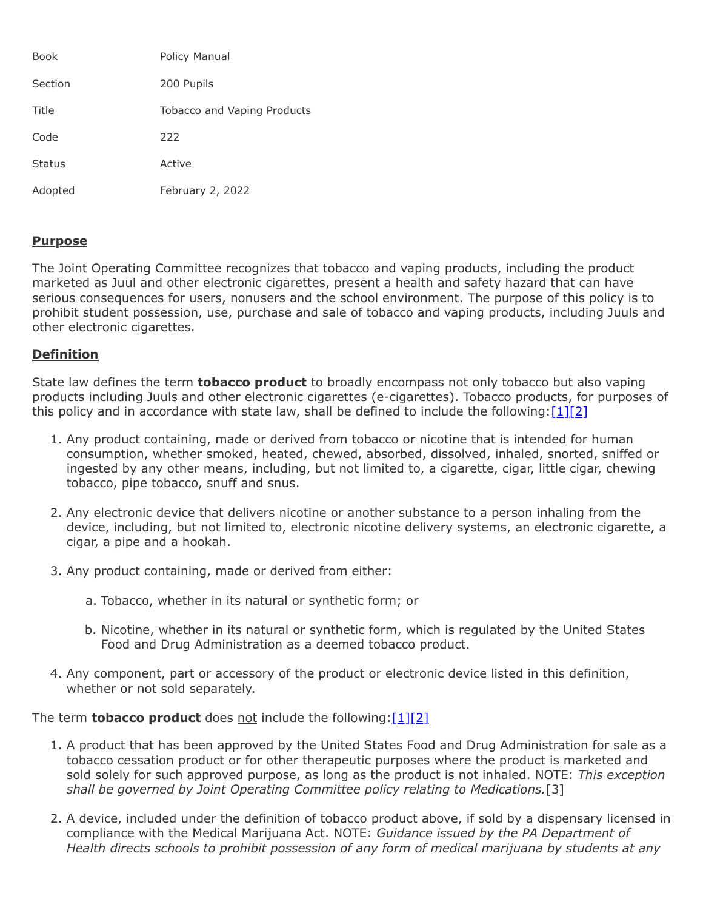| Book | Policy Manual |
| --- | --- |
| Section | 200 Pupils |
| Title | Tobacco and Vaping Products |
| Code | 222 |
| Status | Active |
| Adopted | February 2, 2022 |

## Purpose

The Joint Operating Committee recognizes that tobacco and vaping products, including the product marketed as Juul and other electronic cigarettes, present a health and safety hazard that can have serious consequences for users, nonusers and the school environment. The purpose of this policy is to prohibit student possession, use, purchase and sale of tobacco and vaping products, including Juuls and other electronic cigarettes.

## Definition

State law defines the term **tobacco product** to broadly encompass not only tobacco but also vaping products including Juuls and other electronic cigarettes (e-cigarettes). Tobacco products, for purposes of this policy and in accordance with state law, shall be defined to include the following:[1][2]

1. Any product containing, made or derived from tobacco or nicotine that is intended for human consumption, whether smoked, heated, chewed, absorbed, dissolved, inhaled, snorted, sniffed or ingested by any other means, including, but not limited to, a cigarette, cigar, little cigar, chewing tobacco, pipe tobacco, snuff and snus.

2. Any electronic device that delivers nicotine or another substance to a person inhaling from the device, including, but not limited to, electronic nicotine delivery systems, an electronic cigarette, a cigar, a pipe and a hookah.

3. Any product containing, made or derived from either:

   a. Tobacco, whether in its natural or synthetic form; or

   b. Nicotine, whether in its natural or synthetic form, which is regulated by the United States Food and Drug Administration as a deemed tobacco product.

4. Any component, part or accessory of the product or electronic device listed in this definition, whether or not sold separately.

The term **tobacco product** does not include the following:[1][2]

1. A product that has been approved by the United States Food and Drug Administration for sale as a tobacco cessation product or for other therapeutic purposes where the product is marketed and sold solely for such approved purpose, as long as the product is not inhaled. NOTE: *This exception shall be governed by Joint Operating Committee policy relating to Medications.*[3]

2. A device, included under the definition of tobacco product above, if sold by a dispensary licensed in compliance with the Medical Marijuana Act. NOTE: *Guidance issued by the PA Department of Health directs schools to prohibit possession of any form of medical marijuana by students at any*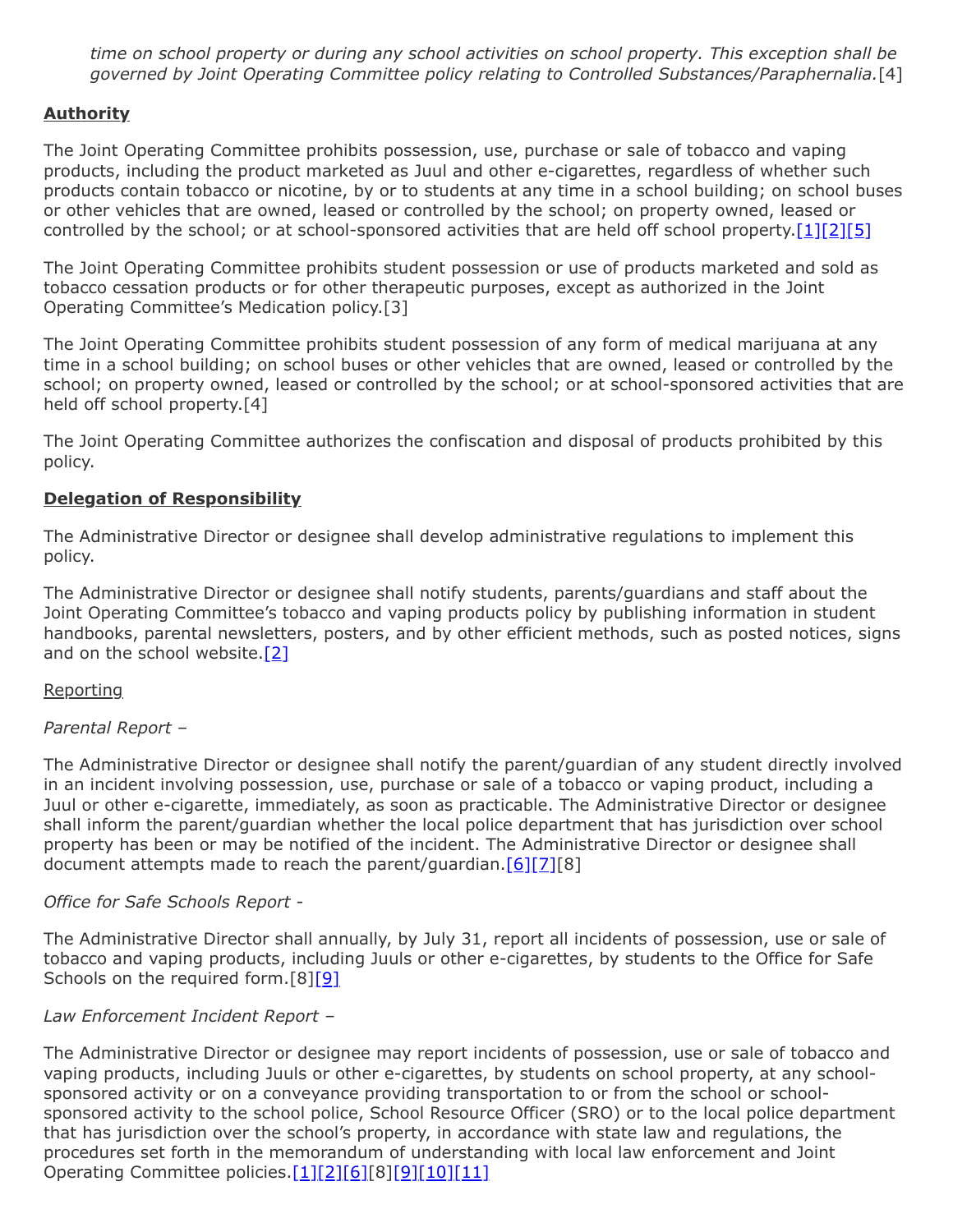*time on school property or during any school activities on school property. This exception shall be governed by Joint Operating Committee policy relating to Controlled Substances/Paraphernalia.*[4]

## **Authority**

The Joint Operating Committee prohibits possession, use, purchase or sale of tobacco and vaping products, including the product marketed as Juul and other e-cigarettes, regardless of whether such products contain tobacco or nicotine, by or to students at any time in a school building; on school buses or other vehicles that are owned, leased or controlled by the school; on property owned, leased or controlled by the school; or at school-sponsored activities that are held off school property.[1][2][5]

The Joint Operating Committee prohibits student possession or use of products marketed and sold as tobacco cessation products or for other therapeutic purposes, except as authorized in the Joint Operating Committee's Medication policy.[3]

The Joint Operating Committee prohibits student possession of any form of medical marijuana at any time in a school building; on school buses or other vehicles that are owned, leased or controlled by the school; on property owned, leased or controlled by the school; or at school-sponsored activities that are held off school property.[4]

The Joint Operating Committee authorizes the confiscation and disposal of products prohibited by this policy.

## **Delegation of Responsibility**

The Administrative Director or designee shall develop administrative regulations to implement this policy.

The Administrative Director or designee shall notify students, parents/guardians and staff about the Joint Operating Committee's tobacco and vaping products policy by publishing information in student handbooks, parental newsletters, posters, and by other efficient methods, such as posted notices, signs and on the school website.[2]

### Reporting

*Parental Report –*

The Administrative Director or designee shall notify the parent/guardian of any student directly involved in an incident involving possession, use, purchase or sale of a tobacco or vaping product, including a Juul or other e-cigarette, immediately, as soon as practicable. The Administrative Director or designee shall inform the parent/guardian whether the local police department that has jurisdiction over school property has been or may be notified of the incident. The Administrative Director or designee shall document attempts made to reach the parent/guardian.[6][7][8]

*Office for Safe Schools Report -*

The Administrative Director shall annually, by July 31, report all incidents of possession, use or sale of tobacco and vaping products, including Juuls or other e-cigarettes, by students to the Office for Safe Schools on the required form.[8][9]

*Law Enforcement Incident Report –*

The Administrative Director or designee may report incidents of possession, use or sale of tobacco and vaping products, including Juuls or other e-cigarettes, by students on school property, at any school-sponsored activity or on a conveyance providing transportation to or from the school or school-sponsored activity to the school police, School Resource Officer (SRO) or to the local police department that has jurisdiction over the school's property, in accordance with state law and regulations, the procedures set forth in the memorandum of understanding with local law enforcement and Joint Operating Committee policies.[1][2][6][8][9][10][11]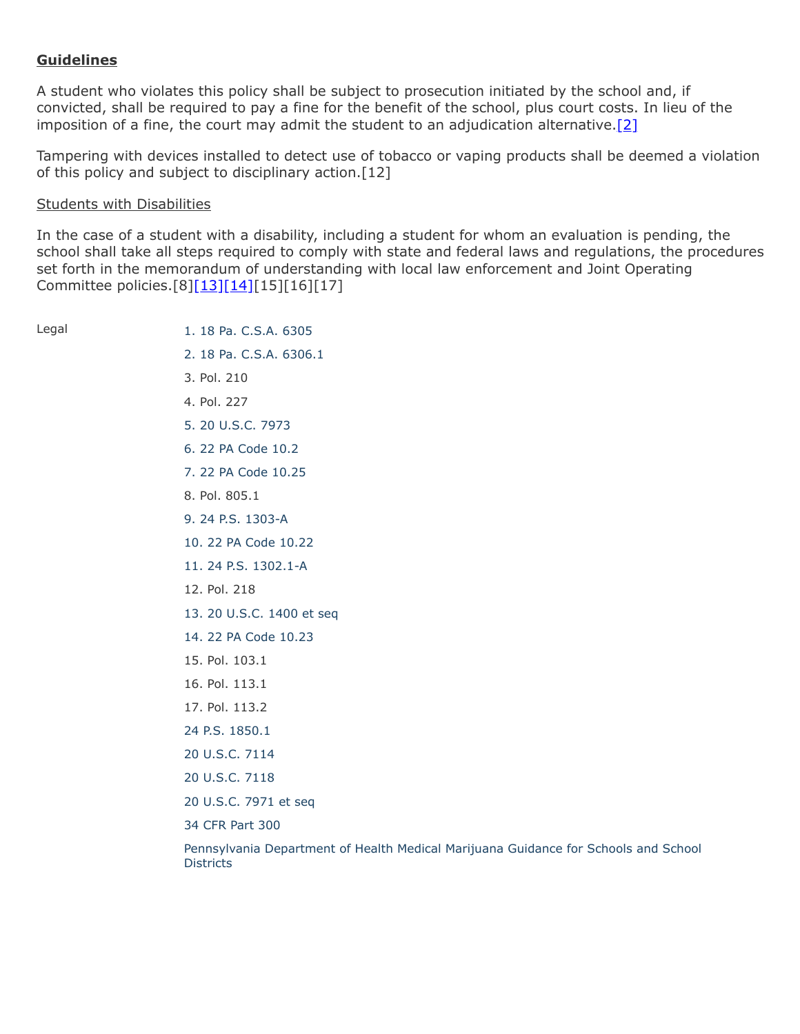**Guidelines**

A student who violates this policy shall be subject to prosecution initiated by the school and, if convicted, shall be required to pay a fine for the benefit of the school, plus court costs. In lieu of the imposition of a fine, the court may admit the student to an adjudication alternative.[2]

Tampering with devices installed to detect use of tobacco or vaping products shall be deemed a violation of this policy and subject to disciplinary action.[12]

Students with Disabilities

In the case of a student with a disability, including a student for whom an evaluation is pending, the school shall take all steps required to comply with state and federal laws and regulations, the procedures set forth in the memorandum of understanding with local law enforcement and Joint Operating Committee policies.[8][13][14][15][16][17]

Legal

1. 18 Pa. C.S.A. 6305
2. 18 Pa. C.S.A. 6306.1
3. Pol. 210
4. Pol. 227
5. 20 U.S.C. 7973
6. 22 PA Code 10.2
7. 22 PA Code 10.25
8. Pol. 805.1
9. 24 P.S. 1303-A
10. 22 PA Code 10.22
11. 24 P.S. 1302.1-A
12. Pol. 218
13. 20 U.S.C. 1400 et seq
14. 22 PA Code 10.23
15. Pol. 103.1
16. Pol. 113.1
17. Pol. 113.2

24 P.S. 1850.1

20 U.S.C. 7114

20 U.S.C. 7118

20 U.S.C. 7971 et seq

34 CFR Part 300

Pennsylvania Department of Health Medical Marijuana Guidance for Schools and School Districts